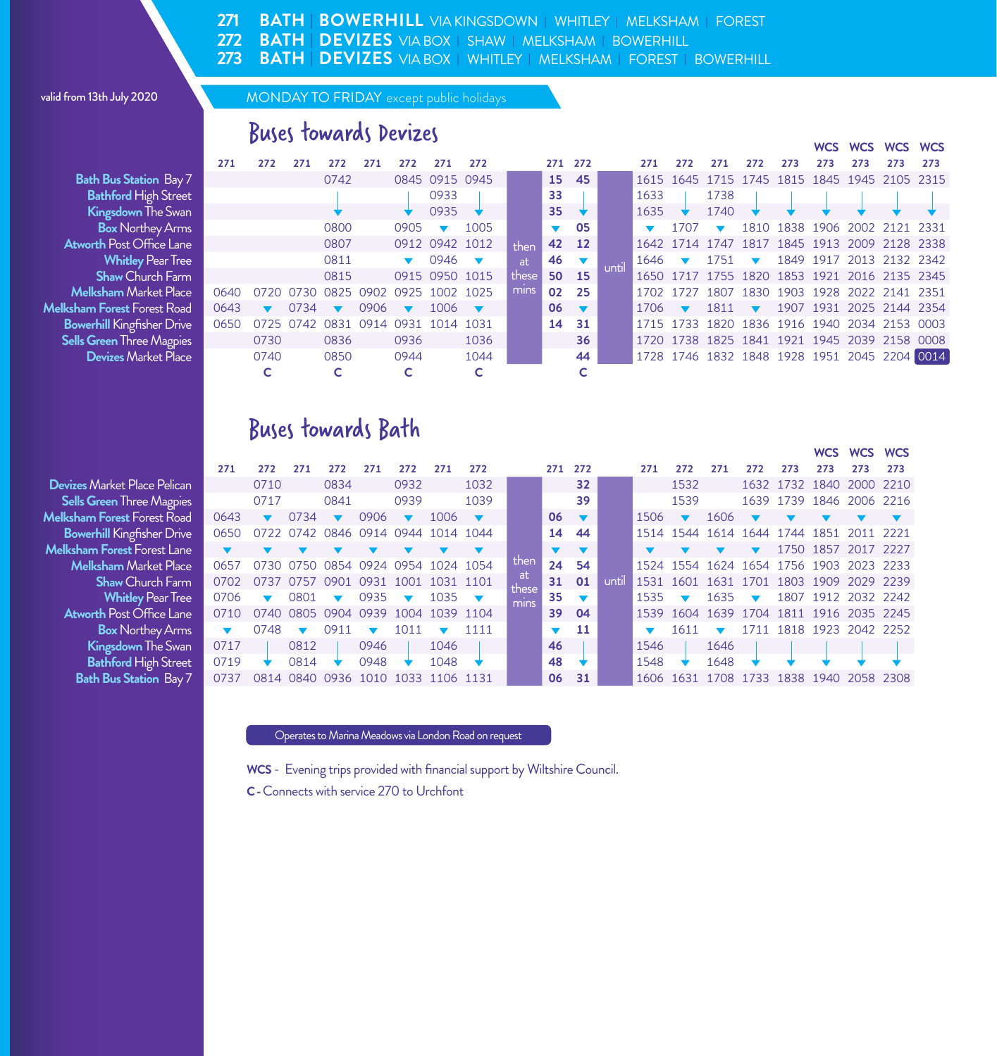# 271 BATH | BOWERHILL VIA KINGSDOWN | WHITLEY | MELKSHAM | FOREST
# 272 BATH | DEVIZES VIA BOX | SHAW | MELKSHAM | BOWERHILL
# 273 BATH | DEVIZES VIA BOX | WHITLEY | MELKSHAM | FOREST | BOWERHILL

valid from 13th July 2020

## MONDAY TO FRIDAY except public holidays

### Buses towards Devizes

| | 271 | 272 | 271 | 272 | 271 | 272 | 271 | 272 | | 271 | 272 | | 271 | 272 | 271 | 272 | 273 | 273 WCS | 273 WCS | 273 WCS | 273 WCS |
|---|---|---|---|---|---|---|---|---|---|---|---|---|---|---|---|---|---|---|---|---|---|
| Bath Bus Station Bay 7 | | | | 0742 | | 0845 | 0915 | 0945 | then at these mins | 15 | 45 | until | 1615 | 1645 | 1715 | 1745 | 1815 | 1845 | 1945 | 2105 | 2315 |
| Bathford High Street | | | | \| | | \| | 0933 | \| | | 33 | \| | | 1633 | \| | 1738 | \| | \| | \| | \| | \| | \| |
| Kingsdown The Swan | | | | ▼ | | ▼ | 0935 | ▼ | | 35 | ▼ | | 1635 | ▼ | 1740 | ▼ | ▼ | ▼ | ▼ | ▼ | ▼ |
| Box Northey Arms | | | | 0800 | | 0905 | ▼ | 1005 | | ▼ | 05 | | ▼ | 1707 | ▼ | 1810 | 1838 | 1906 | 2002 | 2121 | 2331 |
| Atworth Post Office Lane | | | | 0807 | | 0912 | 0942 | 1012 | | 42 | 12 | | 1642 | 1714 | 1747 | 1817 | 1845 | 1913 | 2009 | 2128 | 2338 |
| Whitley Pear Tree | | | | 0811 | | ▼ | 0946 | ▼ | | 46 | ▼ | | 1646 | ▼ | 1751 | ▼ | 1849 | 1917 | 2013 | 2132 | 2342 |
| Shaw Church Farm | | | | 0815 | | 0915 | 0950 | 1015 | | 50 | 15 | | 1650 | 1717 | 1755 | 1820 | 1853 | 1921 | 2016 | 2135 | 2345 |
| Melksham Market Place | 0640 | 0720 | 0730 | 0825 | 0902 | 0925 | 1002 | 1025 | | 02 | 25 | | 1702 | 1727 | 1807 | 1830 | 1903 | 1928 | 2022 | 2141 | 2351 |
| Melksham Forest Forest Road | 0643 | ▼ | 0734 | ▼ | 0906 | ▼ | 1006 | ▼ | | 06 | ▼ | | 1706 | ▼ | 1811 | ▼ | 1907 | 1931 | 2025 | 2144 | 2354 |
| Bowerhill Kingfisher Drive | 0650 | 0725 | 0742 | 0831 | 0914 | 0931 | 1014 | 1031 | | 14 | 31 | | 1715 | 1733 | 1820 | 1836 | 1916 | 1940 | 2034 | 2153 | 0003 |
| Sells Green Three Magpies | | 0730 | | 0836 | | 0936 | | 1036 | | | 36 | | 1720 | 1738 | 1825 | 1841 | 1921 | 1945 | 2039 | 2158 | 0008 |
| Devizes Market Place | | 0740 | | 0850 | | 0944 | | 1044 | | | 44 | | 1728 | 1746 | 1832 | 1848 | 1928 | 1951 | 2045 | 2204 | 0014 |
| | | C | | C | | C | | C | | | C | | | | | | | | | | |

### Buses towards Bath

| | 271 | 272 | 271 | 272 | 271 | 272 | 271 | 272 | | 271 | 272 | | 271 | 272 | 271 | 272 | 273 | 273 WCS | 273 WCS | 273 WCS |
|---|---|---|---|---|---|---|---|---|---|---|---|---|---|---|---|---|---|---|---|---|
| Devizes Market Place Pelican | | 0710 | | 0834 | | 0932 | | 1032 | then at these mins | | 32 | until | | 1532 | | 1632 | 1732 | 1840 | 2000 | 2210 |
| Sells Green Three Magpies | | 0717 | | 0841 | | 0939 | | 1039 | | | 39 | | | 1539 | | 1639 | 1739 | 1846 | 2006 | 2216 |
| Melksham Forest Forest Road | 0643 | ▼ | 0734 | ▼ | 0906 | ▼ | 1006 | ▼ | | 06 | ▼ | | 1506 | ▼ | 1606 | ▼ | ▼ | ▼ | ▼ | ▼ |
| Bowerhill Kingfisher Drive | 0650 | 0722 | 0742 | 0846 | 0914 | 0944 | 1014 | 1044 | | 14 | 44 | | 1514 | 1544 | 1614 | 1644 | 1744 | 1851 | 2011 | 2221 |
| Melksham Forest Forest Lane | ▼ | ▼ | ▼ | ▼ | ▼ | ▼ | ▼ | ▼ | | ▼ | ▼ | | ▼ | ▼ | ▼ | ▼ | 1750 | 1857 | 2017 | 2227 |
| Melksham Market Place | 0657 | 0730 | 0750 | 0854 | 0924 | 0954 | 1024 | 1054 | | 24 | 54 | | 1524 | 1554 | 1624 | 1654 | 1756 | 1903 | 2023 | 2233 |
| Shaw Church Farm | 0702 | 0737 | 0757 | 0901 | 0931 | 1001 | 1031 | 1101 | | 31 | 01 | | 1531 | 1601 | 1631 | 1701 | 1803 | 1909 | 2029 | 2239 |
| Whitley Pear Tree | 0706 | ▼ | 0801 | ▼ | 0935 | ▼ | 1035 | ▼ | | 35 | ▼ | | 1535 | ▼ | 1635 | ▼ | 1807 | 1912 | 2032 | 2242 |
| Atworth Post Office Lane | 0710 | 0740 | 0805 | 0904 | 0939 | 1004 | 1039 | 1104 | | 39 | 04 | | 1539 | 1604 | 1639 | 1704 | 1811 | 1916 | 2035 | 2245 |
| Box Northey Arms | ▼ | 0748 | ▼ | 0911 | ▼ | 1011 | ▼ | 1111 | | ▼ | 11 | | ▼ | 1611 | ▼ | 1711 | 1818 | 1923 | 2042 | 2252 |
| Kingsdown The Swan | 0717 | \| | 0812 | \| | 0946 | \| | 1046 | \| | | 46 | \| | | 1546 | \| | 1646 | \| | \| | \| | \| | \| |
| Bathford High Street | 0719 | ▼ | 0814 | ▼ | 0948 | ▼ | 1048 | ▼ | | 48 | ▼ | | 1548 | ▼ | 1648 | ▼ | ▼ | ▼ | ▼ | ▼ |
| Bath Bus Station Bay 7 | 0737 | 0814 | 0840 | 0936 | 1010 | 1033 | 1106 | 1131 | | 06 | 31 | | 1606 | 1631 | 1708 | 1733 | 1838 | 1940 | 2058 | 2308 |

Operates to Marina Meadows via London Road on request

**WCS** - Evening trips provided with financial support by Wiltshire Council.

**C** - Connects with service 270 to Urchfont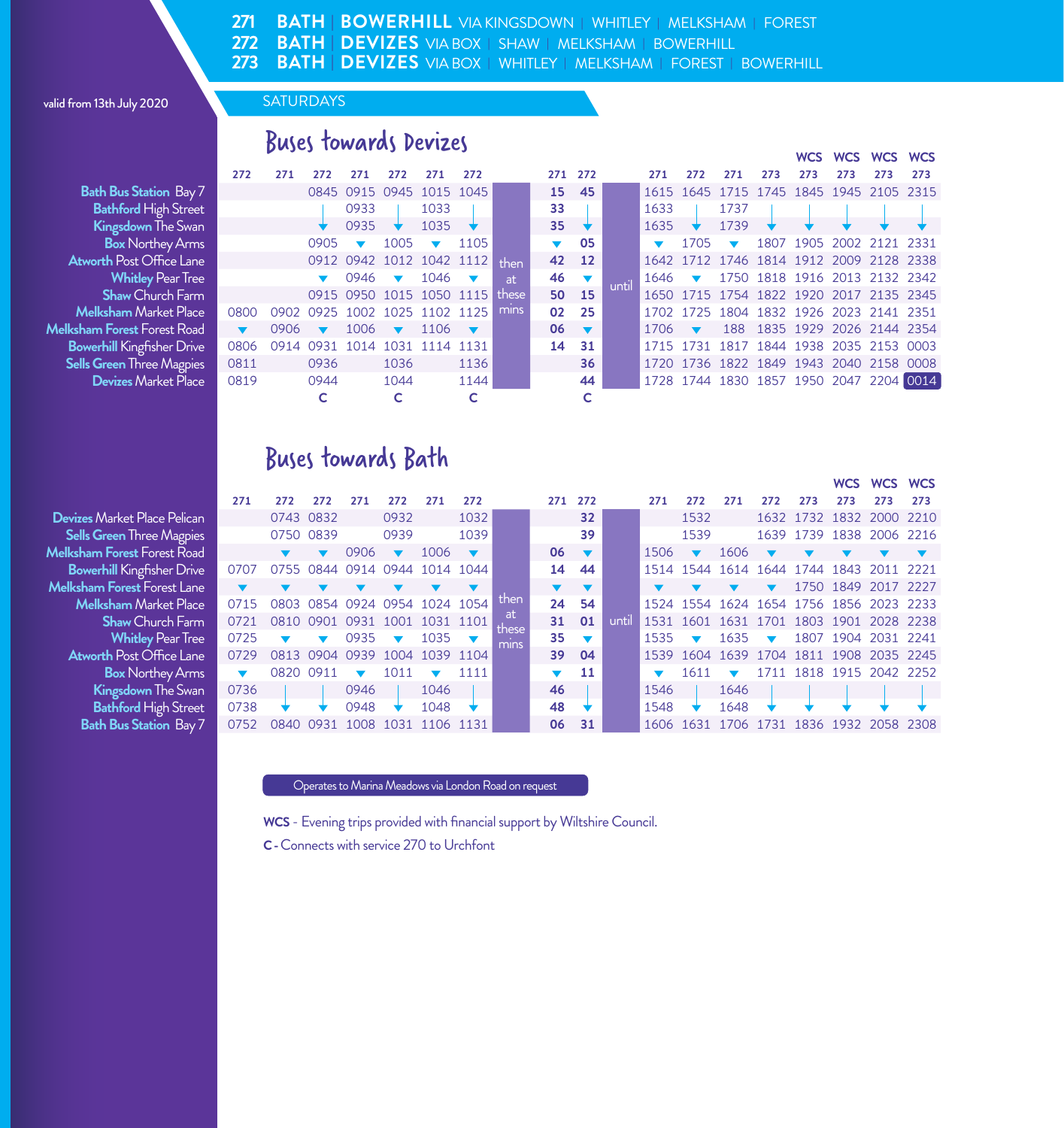# 271 BATH | BOWERHILL VIA KINGSDOWN | WHITLEY | MELKSHAM | FOREST
# 272 BATH | DEVIZES VIA BOX | SHAW | MELKSHAM | BOWERHILL
# 273 BATH | DEVIZES VIA BOX | WHITLEY | MELKSHAM | FOREST | BOWERHILL

valid from 13th July 2020

SATURDAYS

## Buses towards Devizes

| | | | | | | | | | | | | | | | | | | WCS | WCS | WCS | WCS |
|---|---|---|---|---|---|---|---|---|---|---|---|---|---|---|---|---|---|---|---|---|---|
| | 272 | 271 | 272 | 271 | 272 | 271 | 272 | | 271 | 272 | | 271 | 272 | 271 | 273 | 273 | 273 | 273 | 273 |
| Bath Bus Station Bay 7 | | | 0845 | 0915 | 0945 | 1015 | 1045 | | 15 | 45 | | 1615 | 1645 | 1715 | 1745 | 1845 | 1945 | 2105 | 2315 |
| Bathford High Street | | | | 0933 | | 1033 | | | 33 | | | 1633 | | 1737 | | | | | |
| Kingsdown The Swan | | | ▼ | 0935 | ▼ | 1035 | ▼ | | 35 | ▼ | | 1635 | ▼ | 1739 | ▼ | ▼ | ▼ | ▼ | ▼ |
| Box Northey Arms | | | 0905 | ▼ | 1005 | ▼ | 1105 | | ▼ | 05 | | ▼ | 1705 | ▼ | 1807 | 1905 | 2002 | 2121 | 2331 |
| Atworth Post Office Lane | | | 0912 | 0942 | 1012 | 1042 | 1112 | then | 42 | 12 | | 1642 | 1712 | 1746 | 1814 | 1912 | 2009 | 2128 | 2338 |
| Whitley Pear Tree | | | ▼ | 0946 | ▼ | 1046 | ▼ | at | 46 | ▼ | until | 1646 | ▼ | 1750 | 1818 | 1916 | 2013 | 2132 | 2342 |
| Shaw Church Farm | | | 0915 | 0950 | 1015 | 1050 | 1115 | these | 50 | 15 | | 1650 | 1715 | 1754 | 1822 | 1920 | 2017 | 2135 | 2345 |
| Melksham Market Place | 0800 | 0902 | 0925 | 1002 | 1025 | 1102 | 1125 | mins | 02 | 25 | | 1702 | 1725 | 1804 | 1832 | 1926 | 2023 | 2141 | 2351 |
| Melksham Forest Forest Road | ▼ | 0906 | ▼ | 1006 | ▼ | 1106 | ▼ | | 06 | ▼ | | 1706 | ▼ | 188 | 1835 | 1929 | 2026 | 2144 | 2354 |
| Bowerhill Kingfisher Drive | 0806 | 0914 | 0931 | 1014 | 1031 | 1114 | 1131 | | 14 | 31 | | 1715 | 1731 | 1817 | 1844 | 1938 | 2035 | 2153 | 0003 |
| Sells Green Three Magpies | 0811 | | 0936 | | 1036 | | 1136 | | | 36 | | 1720 | 1736 | 1822 | 1849 | 1943 | 2040 | 2158 | 0008 |
| Devizes Market Place | 0819 | | 0944 | | 1044 | | 1144 | | | 44 | | 1728 | 1744 | 1830 | 1857 | 1950 | 2047 | 2204 | 0014 |
| | | | C | | C | | C | | | C | | | | | | | | | |

## Buses towards Bath

| | | | | | | | | | | | | | | | | | WCS | WCS | WCS |
|---|---|---|---|---|---|---|---|---|---|---|---|---|---|---|---|---|---|---|---|
| | 271 | 272 | 272 | 271 | 272 | 271 | 272 | | 271 | 272 | | 271 | 272 | 271 | 272 | 273 | 273 | 273 | 273 |
| Devizes Market Place Pelican | | 0743 | 0832 | | 0932 | | 1032 | | | 32 | | | 1532 | | 1632 | 1732 | 1832 | 2000 | 2210 |
| Sells Green Three Magpies | | 0750 | 0839 | | 0939 | | 1039 | | | 39 | | | 1539 | | 1639 | 1739 | 1838 | 2006 | 2216 |
| Melksham Forest Forest Road | | ▼ | ▼ | 0906 | ▼ | 1006 | ▼ | | 06 | ▼ | | 1506 | ▼ | 1606 | ▼ | ▼ | ▼ | ▼ | ▼ |
| Bowerhill Kingfisher Drive | 0707 | 0755 | 0844 | 0914 | 0944 | 1014 | 1044 | | 14 | 44 | | 1514 | 1544 | 1614 | 1644 | 1744 | 1843 | 2011 | 2221 |
| Melksham Forest Forest Lane | ▼ | ▼ | ▼ | ▼ | ▼ | ▼ | ▼ | | ▼ | ▼ | | ▼ | ▼ | ▼ | ▼ | 1750 | 1849 | 2017 | 2227 |
| Melksham Market Place | 0715 | 0803 | 0854 | 0924 | 0954 | 1024 | 1054 | then | 24 | 54 | | 1524 | 1554 | 1624 | 1654 | 1756 | 1856 | 2023 | 2233 |
| Shaw Church Farm | 0721 | 0810 | 0901 | 0931 | 1001 | 1031 | 1101 | at | 31 | 01 | until | 1531 | 1601 | 1631 | 1701 | 1803 | 1901 | 2028 | 2238 |
| Whitley Pear Tree | 0725 | ▼ | ▼ | 0935 | ▼ | 1035 | ▼ | these | 35 | ▼ | | 1535 | ▼ | 1635 | ▼ | 1807 | 1904 | 2031 | 2241 |
| Atworth Post Office Lane | 0729 | 0813 | 0904 | 0939 | 1004 | 1039 | 1104 | mins | 39 | 04 | | 1539 | 1604 | 1639 | 1704 | 1811 | 1908 | 2035 | 2245 |
| Box Northey Arms | ▼ | 0820 | 0911 | ▼ | 1011 | ▼ | 1111 | | ▼ | 11 | | ▼ | 1611 | ▼ | 1711 | 1818 | 1915 | 2042 | 2252 |
| Kingsdown The Swan | 0736 | | | 0946 | | 1046 | | | 46 | | | 1546 | | 1646 | | | | | |
| Bathford High Street | 0738 | ▼ | ▼ | 0948 | ▼ | 1048 | ▼ | | 48 | ▼ | | 1548 | ▼ | 1648 | ▼ | ▼ | ▼ | ▼ | ▼ |
| Bath Bus Station Bay 7 | 0752 | 0840 | 0931 | 1008 | 1031 | 1106 | 1131 | | 06 | 31 | | 1606 | 1631 | 1706 | 1731 | 1836 | 1932 | 2058 | 2308 |

Operates to Marina Meadows via London Road on request

**WCS** - Evening trips provided with financial support by Wiltshire Council.

**C** - Connects with service 270 to Urchfont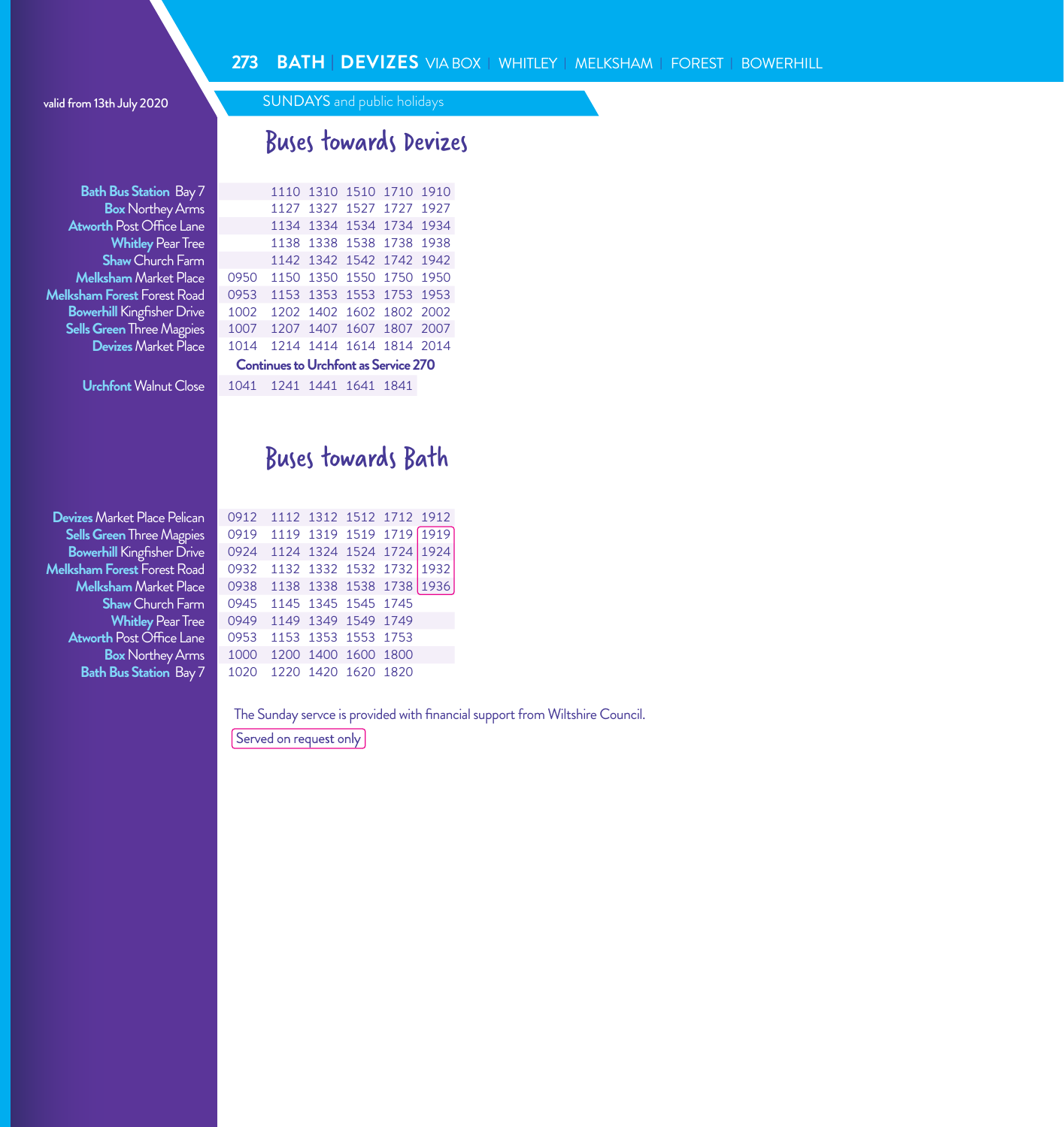# 273 BATH | DEVIZES VIA BOX | WHITLEY | MELKSHAM | FOREST | BOWERHILL

valid from 13th July 2020

SUNDAYS and public holidays

## Buses towards Devizes

| | | | | | | |
|---|---|---|---|---|---|---|
| **Bath Bus Station** Bay 7 | | 1110 | 1310 | 1510 | 1710 | 1910 |
| **Box** Northey Arms | | 1127 | 1327 | 1527 | 1727 | 1927 |
| **Atworth** Post Office Lane | | 1134 | 1334 | 1534 | 1734 | 1934 |
| **Whitley** Pear Tree | | 1138 | 1338 | 1538 | 1738 | 1938 |
| **Shaw** Church Farm | | 1142 | 1342 | 1542 | 1742 | 1942 |
| **Melksham** Market Place | 0950 | 1150 | 1350 | 1550 | 1750 | 1950 |
| **Melksham Forest** Forest Road | 0953 | 1153 | 1353 | 1553 | 1753 | 1953 |
| **Bowerhill** Kingfisher Drive | 1002 | 1202 | 1402 | 1602 | 1802 | 2002 |
| **Sells Green** Three Magpies | 1007 | 1207 | 1407 | 1607 | 1807 | 2007 |
| **Devizes** Market Place | 1014 | 1214 | 1414 | 1614 | 1814 | 2014 |
| **Continues to Urchfont as Service 270** | | | | | | |
| **Urchfont** Walnut Close | 1041 | 1241 | 1441 | 1641 | 1841 | |

## Buses towards Bath

| | | | | | | |
|---|---|---|---|---|---|---|
| **Devizes** Market Place Pelican | 0912 | 1112 | 1312 | 1512 | 1712 | 1912 |
| **Sells Green** Three Magpies | 0919 | 1119 | 1319 | 1519 | 1719 | 1919 |
| **Bowerhill** Kingfisher Drive | 0924 | 1124 | 1324 | 1524 | 1724 | 1924 |
| **Melksham Forest** Forest Road | 0932 | 1132 | 1332 | 1532 | 1732 | 1932 |
| **Melksham** Market Place | 0938 | 1138 | 1338 | 1538 | 1738 | 1936 |
| **Shaw** Church Farm | 0945 | 1145 | 1345 | 1545 | 1745 | |
| **Whitley** Pear Tree | 0949 | 1149 | 1349 | 1549 | 1749 | |
| **Atworth** Post Office Lane | 0953 | 1153 | 1353 | 1553 | 1753 | |
| **Box** Northey Arms | 1000 | 1200 | 1400 | 1600 | 1800 | |
| **Bath Bus Station** Bay 7 | 1020 | 1220 | 1420 | 1620 | 1820 | |

The Sunday servce is provided with financial support from Wiltshire Council.

Served on request only (applies to the boxed 1919, 1924, 1932 and 1936 times)